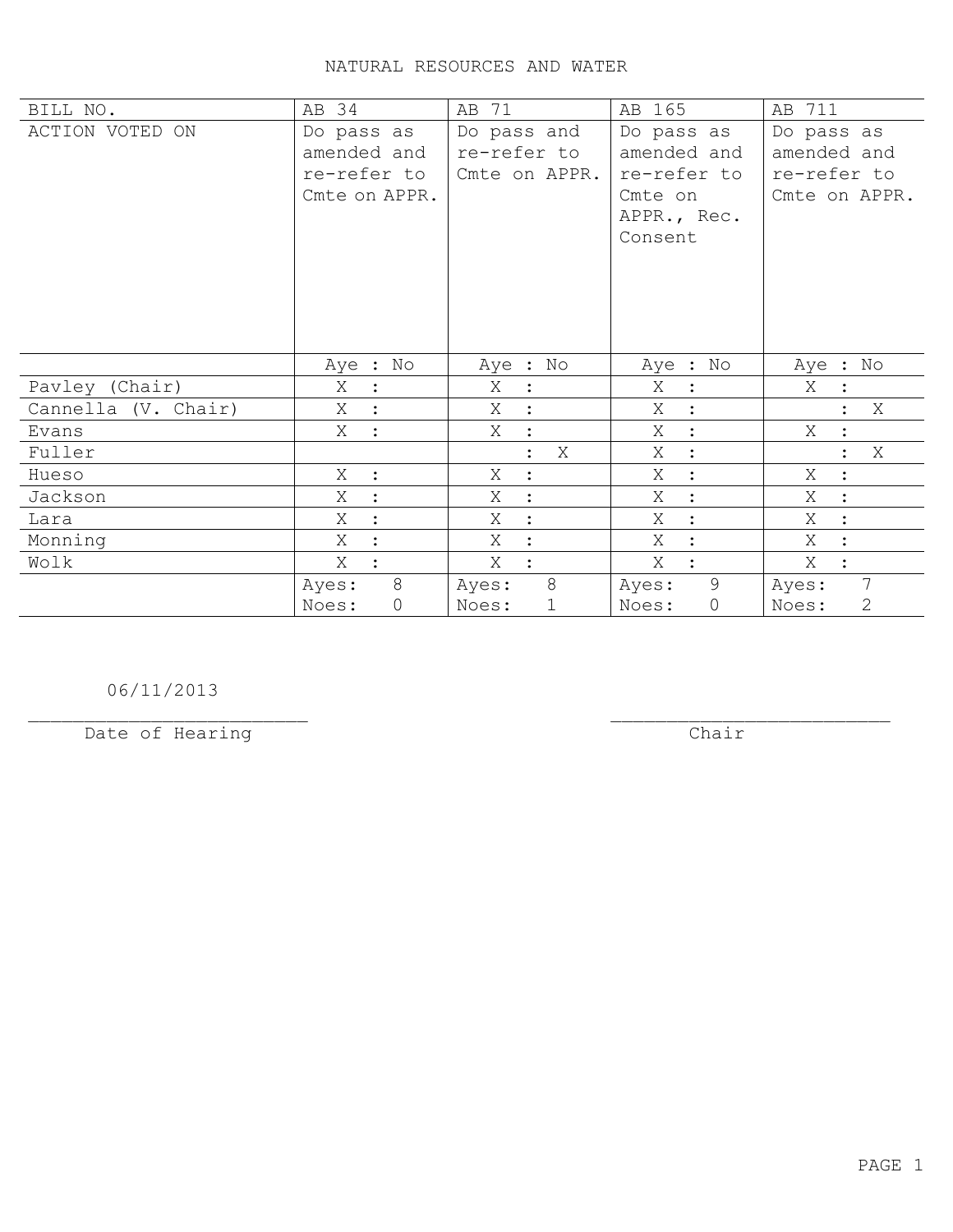# NATURAL RESOURCES AND WATER

| BILL NO. | AB 34 | AB 71 | AB 165 | AB 711 |
|---|---|---|---|---|
| ACTION VOTED ON | Do pass as amended and re-refer to Cmte on APPR. | Do pass and re-refer to Cmte on APPR. | Do pass as amended and re-refer to Cmte on APPR., Rec. Consent | Do pass as amended and re-refer to Cmte on APPR. |
| | Aye : No | Aye : No | Aye : No | Aye : No |
| Pavley (Chair) | X : | X : | X : | X : |
| Cannella (V. Chair) | X : | X : | X : | : X |
| Evans | X : | X : | X : | X : |
| Fuller | | : X | X : | : X |
| Hueso | X : | X : | X : | X : |
| Jackson | X : | X : | X : | X : |
| Lara | X : | X : | X : | X : |
| Monning | X : | X : | X : | X : |
| Wolk | X : | X : | X : | X : |
| | Ayes: 8<br>Noes: 0 | Ayes: 8<br>Noes: 1 | Ayes: 9<br>Noes: 0 | Ayes: 7<br>Noes: 2 |

06/11/2013
_________________________
Date of Hearing

_________________________
Chair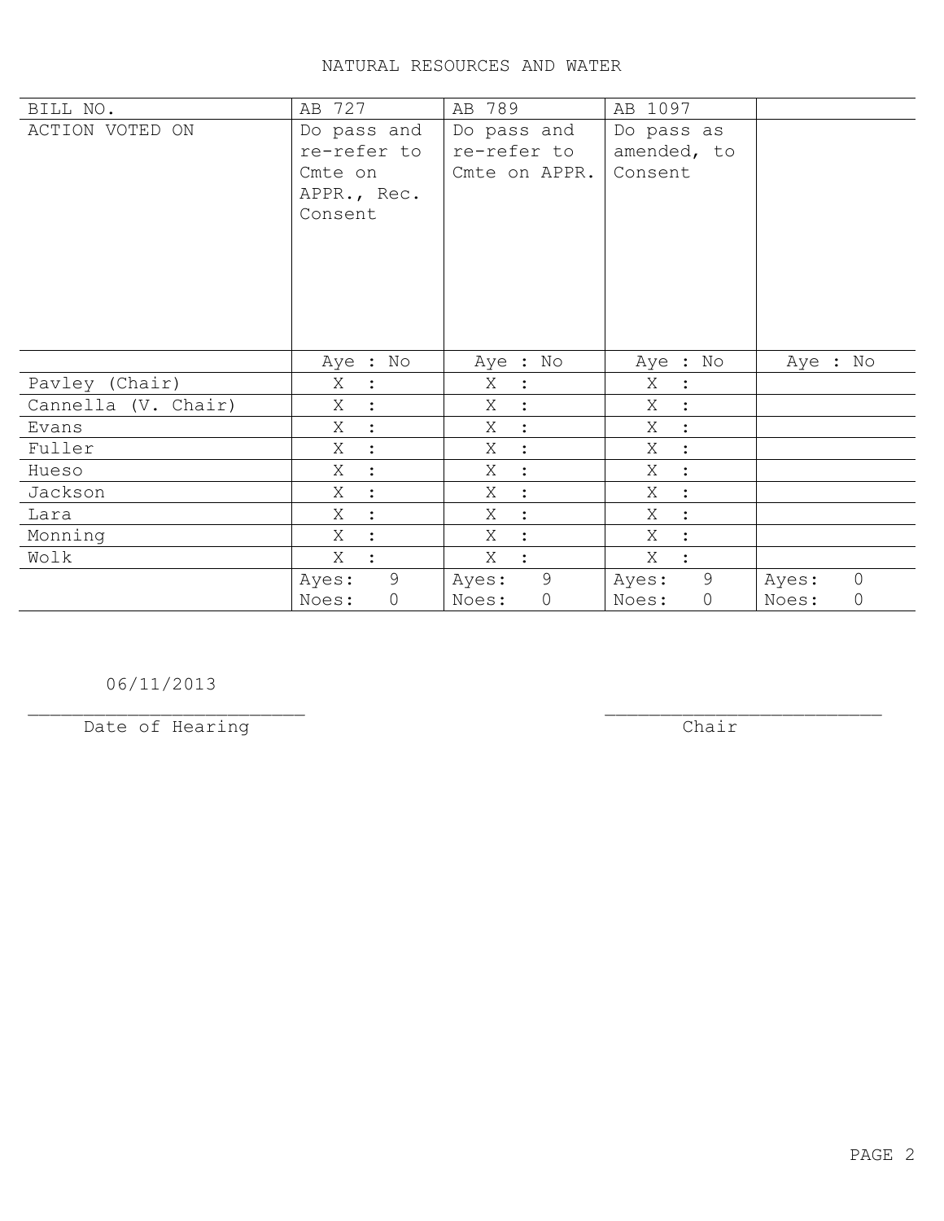# NATURAL RESOURCES AND WATER

| BILL NO. | AB 727 | AB 789 | AB 1097 | |
|---|---|---|---|---|
| ACTION VOTED ON | Do pass and re-refer to Cmte on APPR., Rec. Consent | Do pass and re-refer to Cmte on APPR. | Do pass as amended, to Consent | |
| | Aye : No | Aye : No | Aye : No | Aye : No |
| Pavley (Chair) | X : | X : | X : | |
| Cannella (V. Chair) | X : | X : | X : | |
| Evans | X : | X : | X : | |
| Fuller | X : | X : | X : | |
| Hueso | X : | X : | X : | |
| Jackson | X : | X : | X : | |
| Lara | X : | X : | X : | |
| Monning | X : | X : | X : | |
| Wolk | X : | X : | X : | |
| | Ayes: 9 Noes: 0 | Ayes: 9 Noes: 0 | Ayes: 9 Noes: 0 | Ayes: 0 Noes: 0 |

06/11/2013
_________________________
Date of Hearing

_________________________
Chair